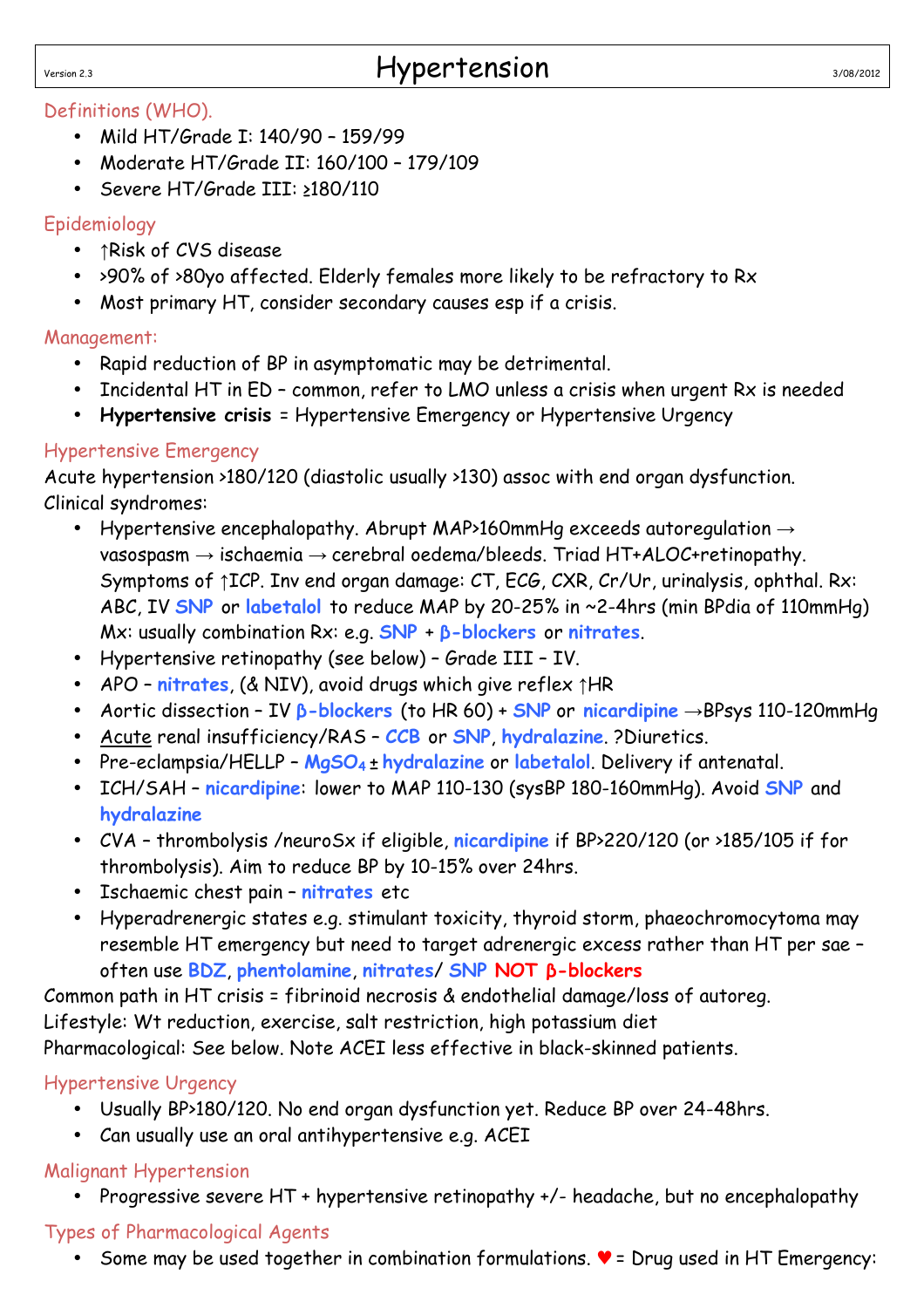# Hypertension

## Definitions (WHO).

- Mild HT/Grade I: 140/90 – 159/99
- Moderate HT/Grade II: 160/100 – 179/109
- Severe HT/Grade III: ≥180/110

## Epidemiology

- ↑Risk of CVS disease
- >90% of >80yo affected. Elderly females more likely to be refractory to Rx
- Most primary HT, consider secondary causes esp if a crisis.

## Management:

- Rapid reduction of BP in asymptomatic may be detrimental.
- Incidental HT in ED – common, refer to LMO unless a crisis when urgent Rx is needed
- **Hypertensive crisis** = Hypertensive Emergency or Hypertensive Urgency

## Hypertensive Emergency

Acute hypertension >180/120 (diastolic usually >130) assoc with end organ dysfunction.
Clinical syndromes:

- Hypertensive encephalopathy. Abrupt MAP>160mmHg exceeds autoregulation → vasospasm → ischaemia → cerebral oedema/bleeds. Triad HT+ALOC+retinopathy. Symptoms of ↑ICP. Inv end organ damage: CT, ECG, CXR, Cr/Ur, urinalysis, ophthal. Rx: ABC, IV **SNP** or **labetalol** to reduce MAP by 20-25% in ~2-4hrs (min BPdia of 110mmHg) Mx: usually combination Rx: e.g. **SNP** + **β-blockers** or **nitrates**.
- Hypertensive retinopathy (see below) – Grade III – IV.
- APO – **nitrates**, (& NIV), avoid drugs which give reflex ↑HR
- Aortic dissection – IV **β-blockers** (to HR 60) + **SNP** or **nicardipine** →BPsys 110-120mmHg
- Acute renal insufficiency/RAS – **CCB** or **SNP**, **hydralazine**. ?Diuretics.
- Pre-eclampsia/HELLP – **$MgSO_4$** ± **hydralazine** or **labetalol**. Delivery if antenatal.
- ICH/SAH – **nicardipine**: lower to MAP 110-130 (sysBP 180-160mmHg). Avoid **SNP** and **hydralazine**
- CVA – thrombolysis /neuroSx if eligible, **nicardipine** if BP>220/120 (or >185/105 if for thrombolysis). Aim to reduce BP by 10-15% over 24hrs.
- Ischaemic chest pain – **nitrates** etc
- Hyperadrenergic states e.g. stimulant toxicity, thyroid storm, phaeochromocytoma may resemble HT emergency but need to target adrenergic excess rather than HT per sae – often use **BDZ**, **phentolamine**, **nitrates**/ **SNP** **NOT β-blockers**

Common path in HT crisis = fibrinoid necrosis & endothelial damage/loss of autoreg.
Lifestyle: Wt reduction, exercise, salt restriction, high potassium diet
Pharmacological: See below. Note ACEI less effective in black-skinned patients.

## Hypertensive Urgency

- Usually BP>180/120. No end organ dysfunction yet. Reduce BP over 24-48hrs.
- Can usually use an oral antihypertensive e.g. ACEI

## Malignant Hypertension

- Progressive severe HT + hypertensive retinopathy +/- headache, but no encephalopathy

## Types of Pharmacological Agents

- Some may be used together in combination formulations. ♥ = Drug used in HT Emergency: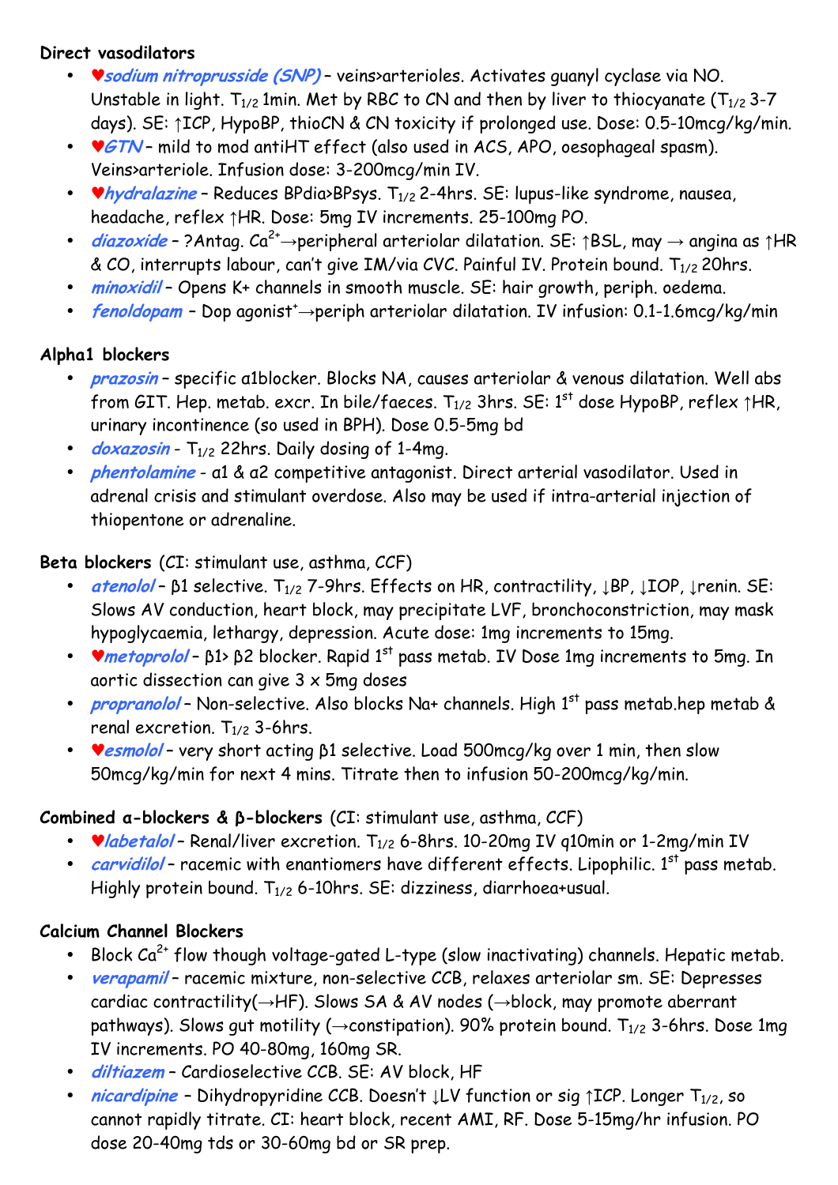**Direct vasodilators**

- ♥***sodium nitroprusside (SNP)*** – veins>arterioles. Activates guanyl cyclase via NO. Unstable in light. $T_{1/2}$ 1min. Met by RBC to CN and then by liver to thiocyanate ($T_{1/2}$ 3-7 days). SE: ↑ICP, HypoBP, thioCN & CN toxicity if prolonged use. Dose: 0.5-10mcg/kg/min.
- ♥***GTN*** – mild to mod antiHT effect (also used in ACS, APO, oesophageal spasm). Veins>arteriole. Infusion dose: 3-200mcg/min IV.
- ♥***hydralazine*** – Reduces BPdia>BPsys. $T_{1/2}$ 2-4hrs. SE: lupus-like syndrome, nausea, headache, reflex ↑HR. Dose: 5mg IV increments. 25-100mg PO.
- ***diazoxide*** – ?Antag. $Ca^{2+}$→peripheral arteriolar dilatation. SE: ↑BSL, may → angina as ↑HR & CO, interrupts labour, can't give IM/via CVC. Painful IV. Protein bound. $T_{1/2}$ 20hrs.
- ***minoxidil*** – Opens K+ channels in smooth muscle. SE: hair growth, periph. oedema.
- ***fenoldopam*** – Dop agonist⁺→periph arteriolar dilatation. IV infusion: 0.1-1.6mcg/kg/min

**Alpha1 blockers**

- ***prazosin*** – specific α1blocker. Blocks NA, causes arteriolar & venous dilatation. Well abs from GIT. Hep. metab. excr. In bile/faeces. $T_{1/2}$ 3hrs. SE: 1st dose HypoBP, reflex ↑HR, urinary incontinence (so used in BPH). Dose 0.5-5mg bd
- ***doxazosin*** - $T_{1/2}$ 22hrs. Daily dosing of 1-4mg.
- ***phentolamine*** - α1 & α2 competitive antagonist. Direct arterial vasodilator. Used in adrenal crisis and stimulant overdose. Also may be used if intra-arterial injection of thiopentone or adrenaline.

**Beta blockers** (CI: stimulant use, asthma, CCF)

- ***atenolol*** – β1 selective. $T_{1/2}$ 7-9hrs. Effects on HR, contractility, ↓BP, ↓IOP, ↓renin. SE: Slows AV conduction, heart block, may precipitate LVF, bronchoconstriction, may mask hypoglycaemia, lethargy, depression. Acute dose: 1mg increments to 15mg.
- ♥***metoprolol*** – β1> β2 blocker. Rapid 1st pass metab. IV Dose 1mg increments to 5mg. In aortic dissection can give 3 x 5mg doses
- ***propranolol*** – Non-selective. Also blocks Na+ channels. High 1st pass metab.hep metab & renal excretion. $T_{1/2}$ 3-6hrs.
- ♥***esmolol*** – very short acting β1 selective. Load 500mcg/kg over 1 min, then slow 50mcg/kg/min for next 4 mins. Titrate then to infusion 50-200mcg/kg/min.

**Combined α-blockers & β-blockers** (CI: stimulant use, asthma, CCF)

- ♥***labetalol*** – Renal/liver excretion. $T_{1/2}$ 6-8hrs. 10-20mg IV q10min or 1-2mg/min IV
- ***carvidilol*** – racemic with enantiomers have different effects. Lipophilic. 1st pass metab. Highly protein bound. $T_{1/2}$ 6-10hrs. SE: dizziness, diarrhoea+usual.

**Calcium Channel Blockers**

- Block $Ca^{2+}$ flow though voltage-gated L-type (slow inactivating) channels. Hepatic metab.
- ***verapamil*** – racemic mixture, non-selective CCB, relaxes arteriolar sm. SE: Depresses cardiac contractility(→HF). Slows SA & AV nodes (→block, may promote aberrant pathways). Slows gut motility (→constipation). 90% protein bound. $T_{1/2}$ 3-6hrs. Dose 1mg IV increments. PO 40-80mg, 160mg SR.
- ***diltiazem*** – Cardioselective CCB. SE: AV block, HF
- ***nicardipine*** – Dihydropyridine CCB. Doesn't ↓LV function or sig ↑ICP. Longer $T_{1/2}$, so cannot rapidly titrate. CI: heart block, recent AMI, RF. Dose 5-15mg/hr infusion. PO dose 20-40mg tds or 30-60mg bd or SR prep.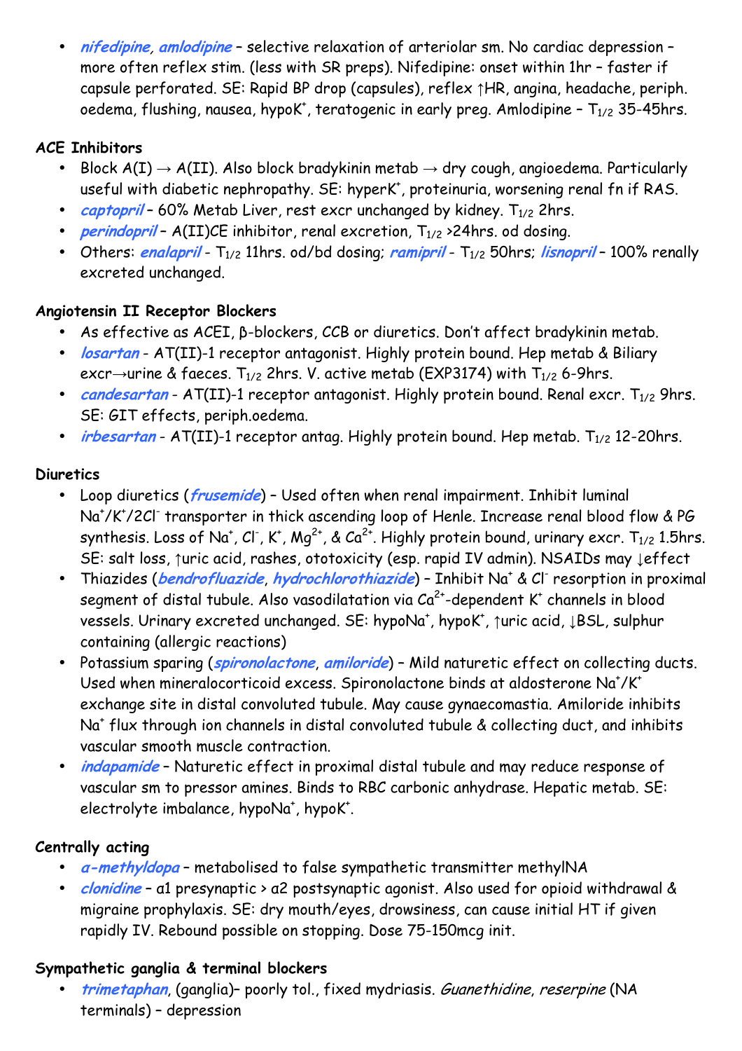- ***nifedipine, amlodipine*** – selective relaxation of arteriolar sm. No cardiac depression – more often reflex stim. (less with SR preps). Nifedipine: onset within 1hr – faster if capsule perforated. SE: Rapid BP drop (capsules), reflex ↑HR, angina, headache, periph. oedema, flushing, nausea, hypo$K^+$, teratogenic in early preg. Amlodipine – $T_{1/2}$ 35-45hrs.

**ACE Inhibitors**

- Block A(I) → A(II). Also block bradykinin metab → dry cough, angioedema. Particularly useful with diabetic nephropathy. SE: hyper$K^+$, proteinuria, worsening renal fn if RAS.
- ***captopril*** – 60% Metab Liver, rest excr unchanged by kidney. $T_{1/2}$ 2hrs.
- ***perindopril*** – A(II)CE inhibitor, renal excretion, $T_{1/2}$ >24hrs. od dosing.
- Others: ***enalapril*** - $T_{1/2}$ 11hrs. od/bd dosing; ***ramipril*** - $T_{1/2}$ 50hrs; ***lisnopril*** – 100% renally excreted unchanged.

**Angiotensin II Receptor Blockers**

- As effective as ACEI, β-blockers, CCB or diuretics. Don't affect bradykinin metab.
- ***losartan*** - AT(II)-1 receptor antagonist. Highly protein bound. Hep metab & Biliary excr→urine & faeces. $T_{1/2}$ 2hrs. V. active metab (EXP3174) with $T_{1/2}$ 6-9hrs.
- ***candesartan*** - AT(II)-1 receptor antagonist. Highly protein bound. Renal excr. $T_{1/2}$ 9hrs. SE: GIT effects, periph.oedema.
- ***irbesartan*** - AT(II)-1 receptor antag. Highly protein bound. Hep metab. $T_{1/2}$ 12-20hrs.

**Diuretics**

- Loop diuretics (***frusemide***) – Used often when renal impairment. Inhibit luminal $Na^+/K^+/2Cl^-$ transporter in thick ascending loop of Henle. Increase renal blood flow & PG synthesis. Loss of $Na^+$, $Cl^-$, $K^+$, $Mg^{2+}$, & $Ca^{2+}$. Highly protein bound, urinary excr. $T_{1/2}$ 1.5hrs. SE: salt loss, ↑uric acid, rashes, ototoxicity (esp. rapid IV admin). NSAIDs may ↓effect
- Thiazides (***bendrofluazide***, ***hydrochlorothiazide***) – Inhibit $Na^+$ & $Cl^-$ resorption in proximal segment of distal tubule. Also vasodilatation via $Ca^{2+}$-dependent $K^+$ channels in blood vessels. Urinary excreted unchanged. SE: hypo$Na^+$, hypo$K^+$, ↑uric acid, ↓BSL, sulphur containing (allergic reactions)
- Potassium sparing (***spironolactone***, ***amiloride***) – Mild naturetic effect on collecting ducts. Used when mineralocorticoid excess. Spironolactone binds at aldosterone $Na^+/K^+$ exchange site in distal convoluted tubule. May cause gynaecomastia. Amiloride inhibits $Na^+$ flux through ion channels in distal convoluted tubule & collecting duct, and inhibits vascular smooth muscle contraction.
- ***indapamide*** – Naturetic effect in proximal distal tubule and may reduce response of vascular sm to pressor amines. Binds to RBC carbonic anhydrase. Hepatic metab. SE: electrolyte imbalance, hypo$Na^+$, hypo$K^+$.

**Centrally acting**

- ***a-methyldopa*** – metabolised to false sympathetic transmitter methylNA
- ***clonidine*** – α1 presynaptic > α2 postsynaptic agonist. Also used for opioid withdrawal & migraine prophylaxis. SE: dry mouth/eyes, drowsiness, can cause initial HT if given rapidly IV. Rebound possible on stopping. Dose 75-150mcg init.

**Sympathetic ganglia & terminal blockers**

- ***trimetaphan***, (ganglia)– poorly tol., fixed mydriasis. *Guanethidine*, *reserpine* (NA terminals) – depression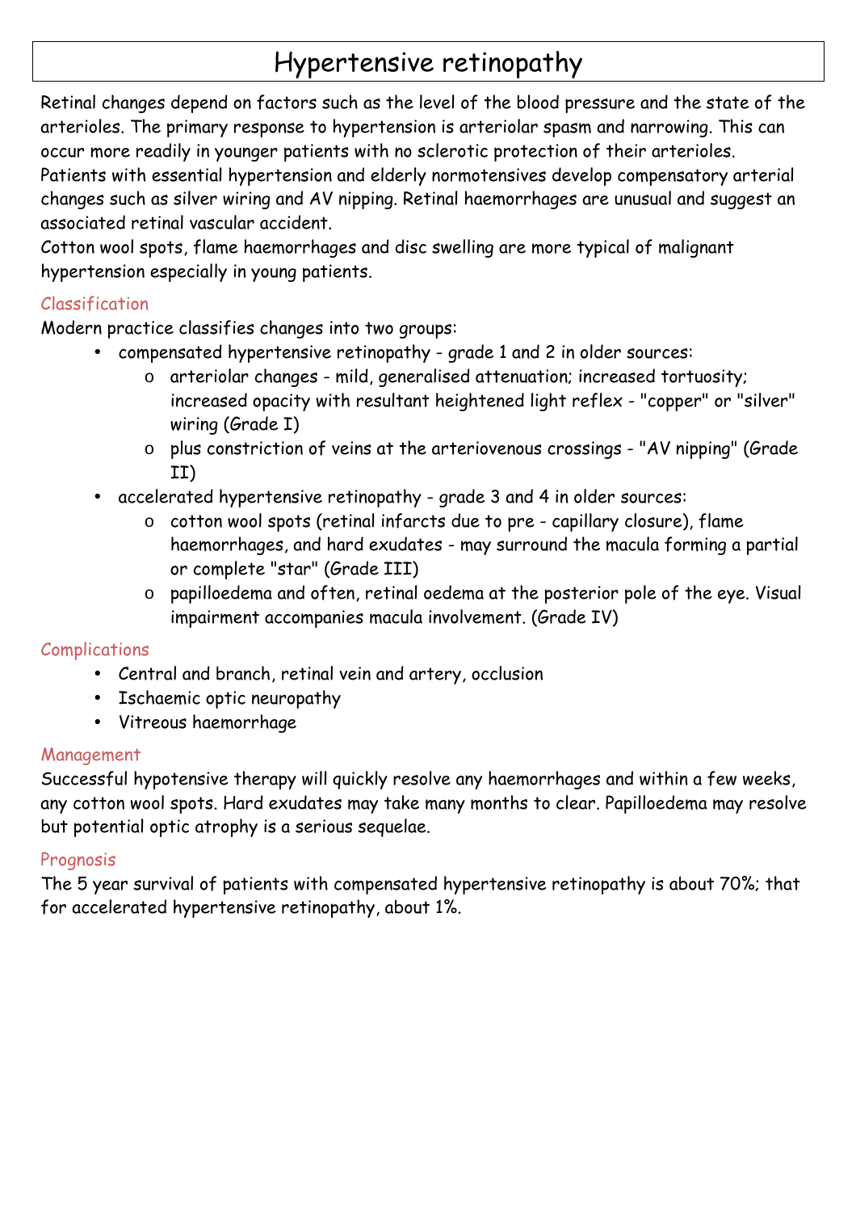# Hypertensive retinopathy

Retinal changes depend on factors such as the level of the blood pressure and the state of the arterioles. The primary response to hypertension is arteriolar spasm and narrowing. This can occur more readily in younger patients with no sclerotic protection of their arterioles. Patients with essential hypertension and elderly normotensives develop compensatory arterial changes such as silver wiring and AV nipping. Retinal haemorrhages are unusual and suggest an associated retinal vascular accident.
Cotton wool spots, flame haemorrhages and disc swelling are more typical of malignant hypertension especially in young patients.

## Classification

Modern practice classifies changes into two groups:

- compensated hypertensive retinopathy - grade 1 and 2 in older sources:
    - arteriolar changes - mild, generalised attenuation; increased tortuosity; increased opacity with resultant heightened light reflex - "copper" or "silver" wiring (Grade I)
    - plus constriction of veins at the arteriovenous crossings - "AV nipping" (Grade II)
- accelerated hypertensive retinopathy - grade 3 and 4 in older sources:
    - cotton wool spots (retinal infarcts due to pre - capillary closure), flame haemorrhages, and hard exudates - may surround the macula forming a partial or complete "star" (Grade III)
    - papilloedema and often, retinal oedema at the posterior pole of the eye. Visual impairment accompanies macula involvement. (Grade IV)

## Complications

- Central and branch, retinal vein and artery, occlusion
- Ischaemic optic neuropathy
- Vitreous haemorrhage

## Management

Successful hypotensive therapy will quickly resolve any haemorrhages and within a few weeks, any cotton wool spots. Hard exudates may take many months to clear. Papilloedema may resolve but potential optic atrophy is a serious sequelae.

## Prognosis

The 5 year survival of patients with compensated hypertensive retinopathy is about 70%; that for accelerated hypertensive retinopathy, about 1%.